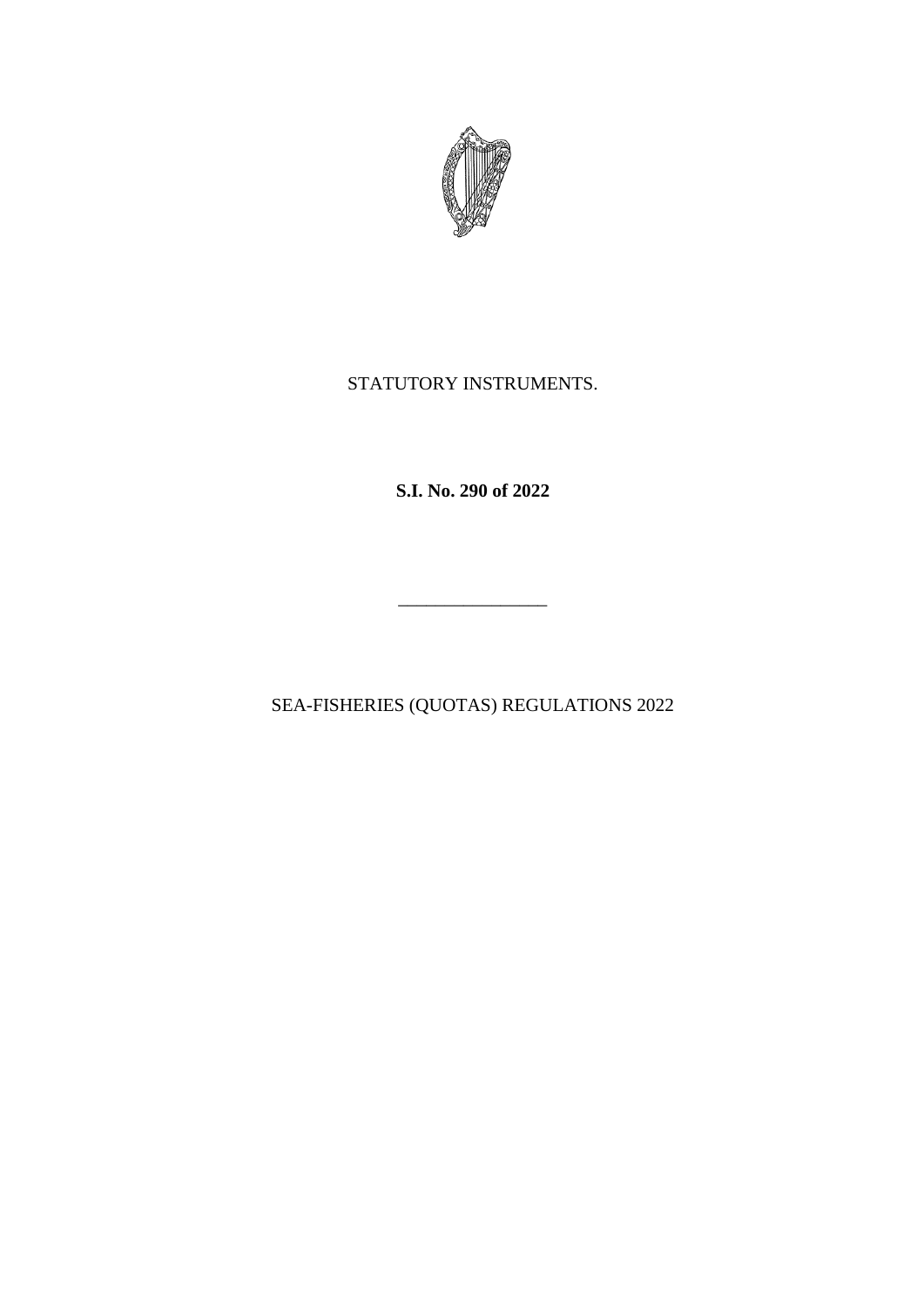STATUTORY INSTRUMENTS.

**S.I. No. 290 of 2022**

---

SEA-FISHERIES (QUOTAS) REGULATIONS 2022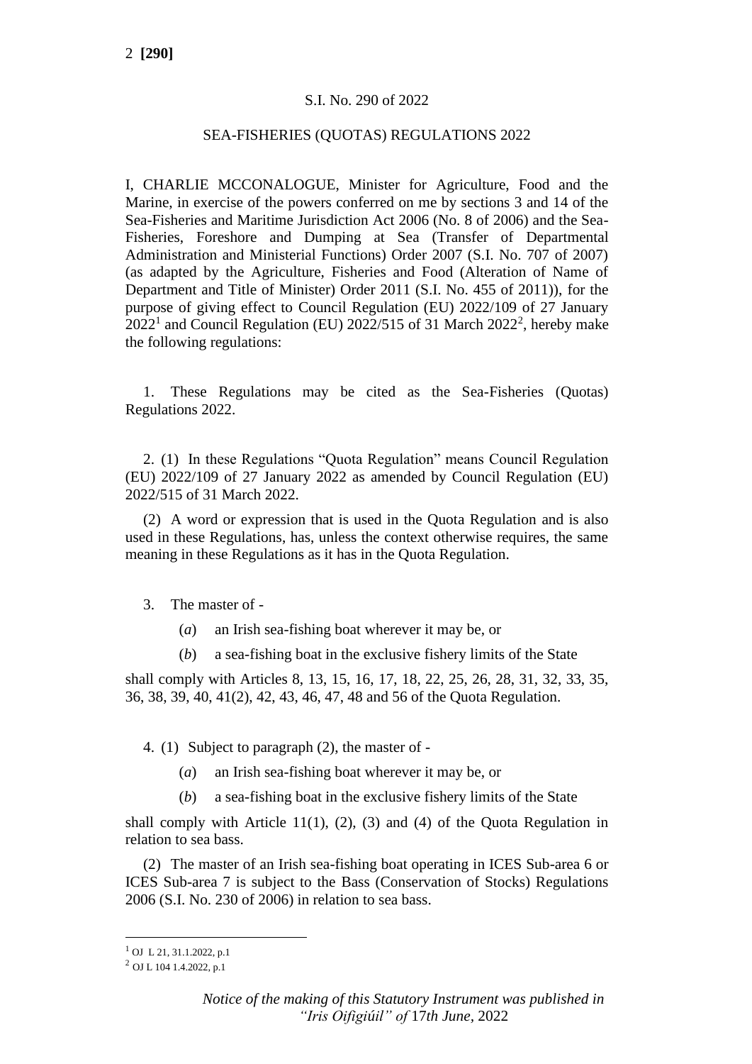S.I. No. 290 of 2022

SEA-FISHERIES (QUOTAS) REGULATIONS 2022

I, CHARLIE MCCONALOGUE, Minister for Agriculture, Food and the Marine, in exercise of the powers conferred on me by sections 3 and 14 of the Sea-Fisheries and Maritime Jurisdiction Act 2006 (No. 8 of 2006) and the Sea-Fisheries, Foreshore and Dumping at Sea (Transfer of Departmental Administration and Ministerial Functions) Order 2007 (S.I. No. 707 of 2007) (as adapted by the Agriculture, Fisheries and Food (Alteration of Name of Department and Title of Minister) Order 2011 (S.I. No. 455 of 2011)), for the purpose of giving effect to Council Regulation (EU) 2022/109 of 27 January 2022[1] and Council Regulation (EU) 2022/515 of 31 March 2022[2], hereby make the following regulations:

1. These Regulations may be cited as the Sea-Fisheries (Quotas) Regulations 2022.

2. (1) In these Regulations "Quota Regulation" means Council Regulation (EU) 2022/109 of 27 January 2022 as amended by Council Regulation (EU) 2022/515 of 31 March 2022.

(2) A word or expression that is used in the Quota Regulation and is also used in these Regulations, has, unless the context otherwise requires, the same meaning in these Regulations as it has in the Quota Regulation.

3. The master of -

(*a*) an Irish sea-fishing boat wherever it may be, or

(*b*) a sea-fishing boat in the exclusive fishery limits of the State

shall comply with Articles 8, 13, 15, 16, 17, 18, 22, 25, 26, 28, 31, 32, 33, 35, 36, 38, 39, 40, 41(2), 42, 43, 46, 47, 48 and 56 of the Quota Regulation.

4. (1) Subject to paragraph (2), the master of -

(*a*) an Irish sea-fishing boat wherever it may be, or

(*b*) a sea-fishing boat in the exclusive fishery limits of the State

shall comply with Article 11(1), (2), (3) and (4) of the Quota Regulation in relation to sea bass.

(2) The master of an Irish sea-fishing boat operating in ICES Sub-area 6 or ICES Sub-area 7 is subject to the Bass (Conservation of Stocks) Regulations 2006 (S.I. No. 230 of 2006) in relation to sea bass.

[1] OJ L 21, 31.1.2022, p.1

[2] OJ L 104 1.4.2022, p.1

*Notice of the making of this Statutory Instrument was published in "Iris Oifigiúil" of* 17*th June*, 2022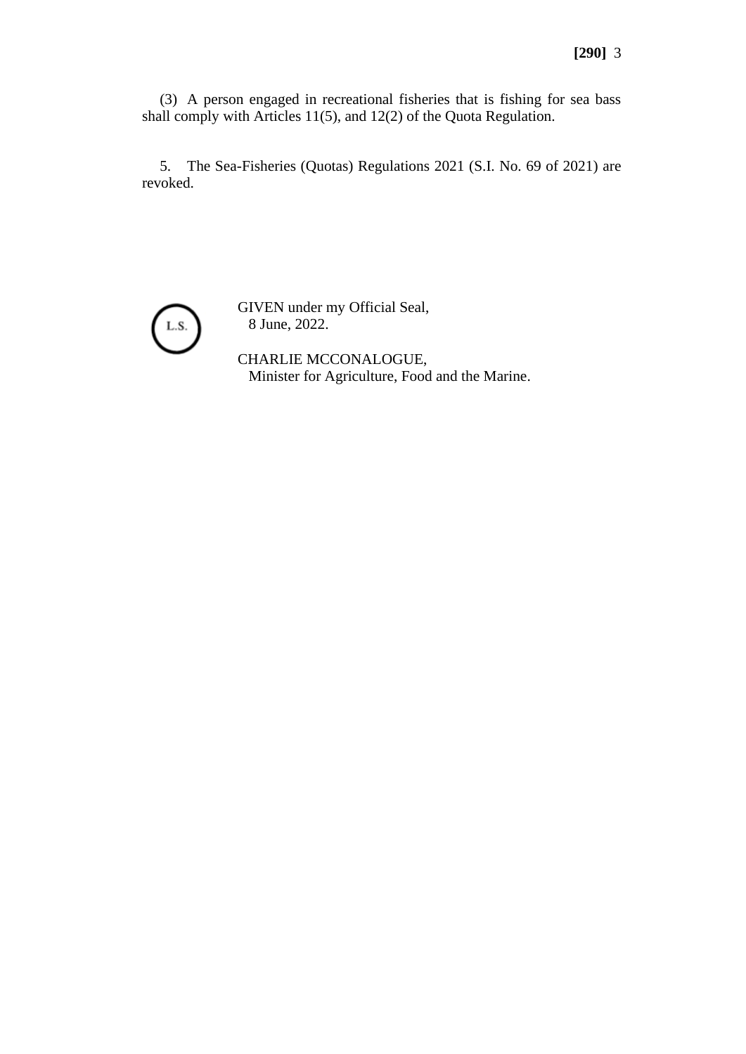(3) A person engaged in recreational fisheries that is fishing for sea bass shall comply with Articles 11(5), and 12(2) of the Quota Regulation.

5. The Sea-Fisheries (Quotas) Regulations 2021 (S.I. No. 69 of 2021) are revoked.

L.S.

GIVEN under my Official Seal,
8 June, 2022.

CHARLIE MCCONALOGUE,
Minister for Agriculture, Food and the Marine.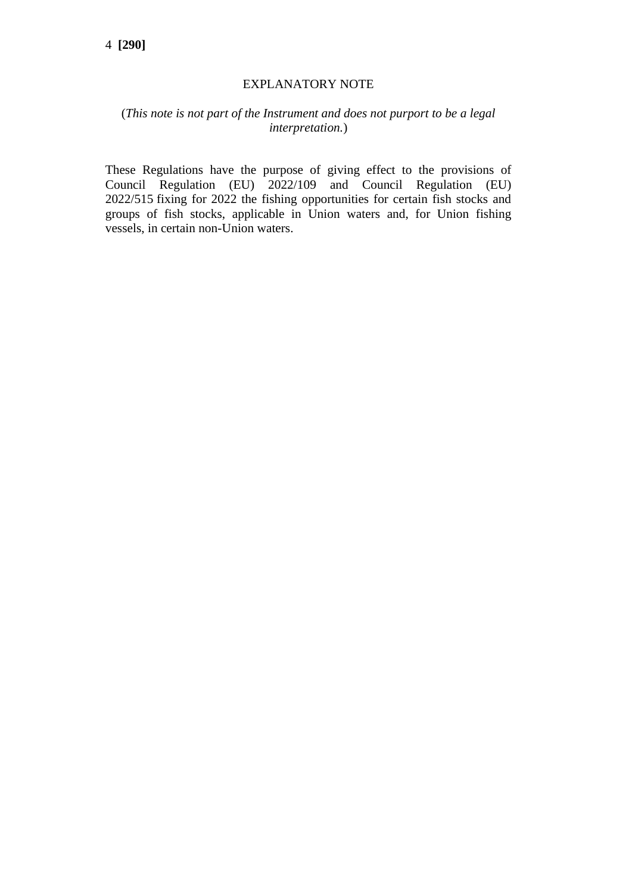## EXPLANATORY NOTE

(*This note is not part of the Instrument and does not purport to be a legal interpretation.*)

These Regulations have the purpose of giving effect to the provisions of Council Regulation (EU) 2022/109 and Council Regulation (EU) 2022/515 fixing for 2022 the fishing opportunities for certain fish stocks and groups of fish stocks, applicable in Union waters and, for Union fishing vessels, in certain non-Union waters.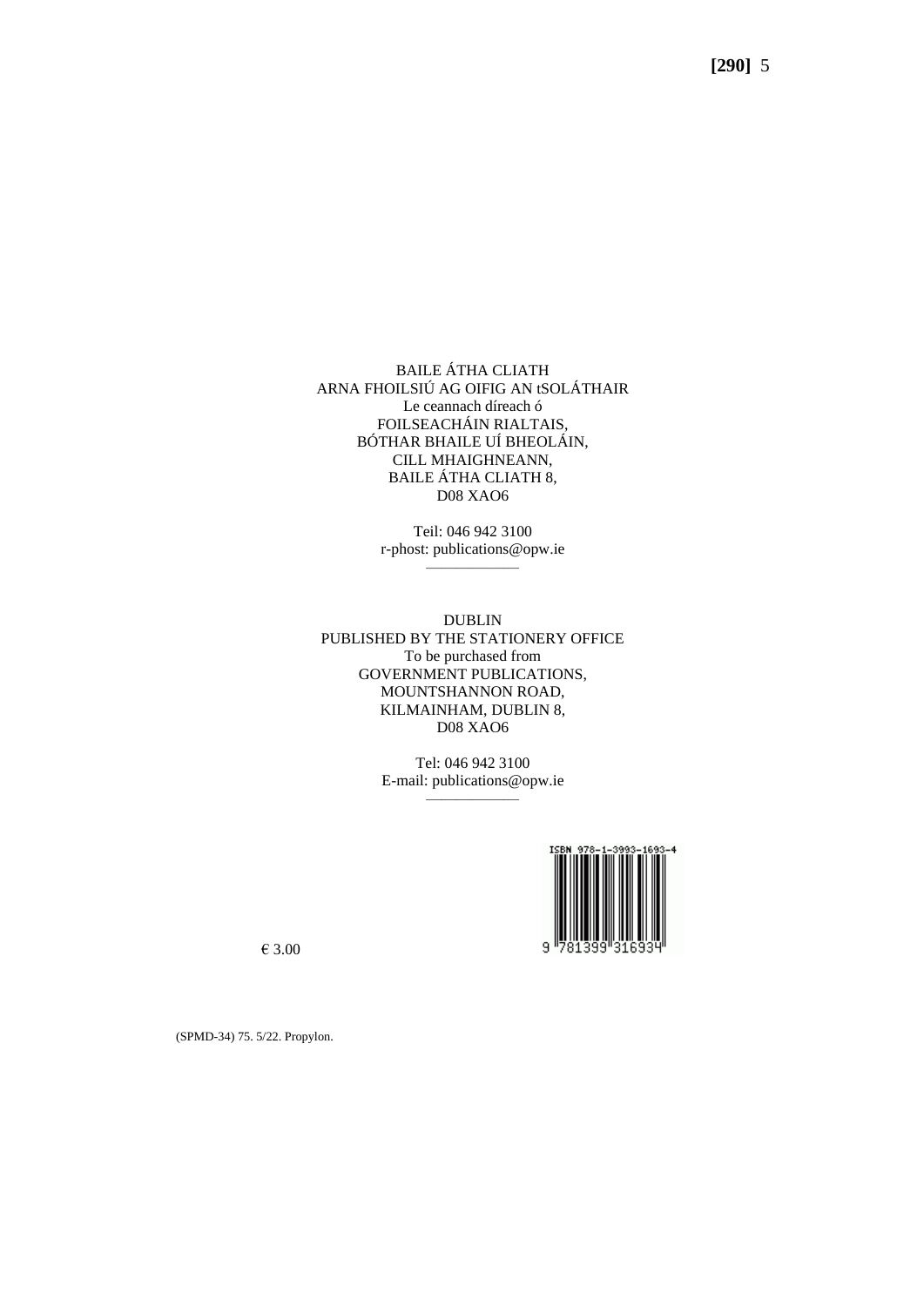BAILE ÁTHA CLIATH
ARNA FHOILSIÚ AG OIFIG AN tSOLÁTHAIR
Le ceannach díreach ó
FOILSEACHÁIN RIALTAIS,
BÓTHAR BHAILE UÍ BHEOLÁIN,
CILL MHAIGHNEANN,
BAILE ÁTHA CLIATH 8,
D08 XAO6

Teil: 046 942 3100
r-phost: publications@opw.ie

---

DUBLIN
PUBLISHED BY THE STATIONERY OFFICE
To be purchased from
GOVERNMENT PUBLICATIONS,
MOUNTSHANNON ROAD,
KILMAINHAM, DUBLIN 8,
D08 XAO6

Tel: 046 942 3100
E-mail: publications@opw.ie

---

ISBN 978-1-3993-1693-4

9 781399 316934

€ 3.00

(SPMD-34) 75. 5/22. Propylon.